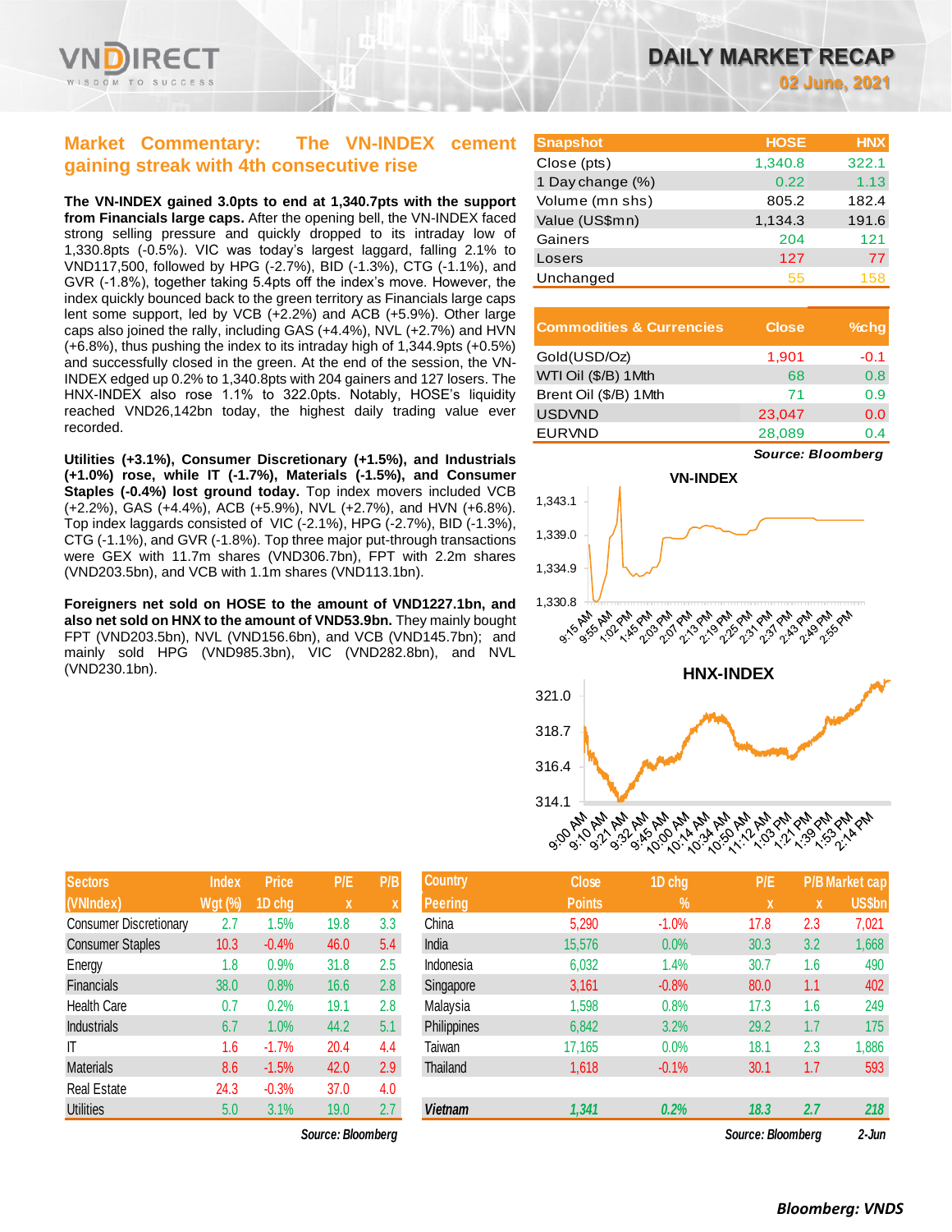# DAILY MARKET RECAP

**02 June, 2021**

## Market Commentary: The VN-INDEX cement gaining streak with 4th consecutive rise

**The VN-INDEX gained 3.0pts to end at 1,340.7pts with the support from Financials large caps.** After the opening bell, the VN-INDEX faced strong selling pressure and quickly dropped to its intraday low of 1,330.8pts (-0.5%). VIC was today's largest laggard, falling 2.1% to VND117,500, followed by HPG (-2.7%), BID (-1.3%), CTG (-1.1%), and GVR (-1.8%), together taking 5.4pts off the index's move. However, the index quickly bounced back to the green territory as Financials large caps lent some support, led by VCB (+2.2%) and ACB (+5.9%). Other large caps also joined the rally, including GAS (+4.4%), NVL (+2.7%) and HVN (+6.8%), thus pushing the index to its intraday high of 1,344.9pts (+0.5%) and successfully closed in the green. At the end of the session, the VN-INDEX edged up 0.2% to 1,340.8pts with 204 gainers and 127 losers. The HNX-INDEX also rose 1.1% to 322.0pts. Notably, HOSE's liquidity reached VND26,142bn today, the highest daily trading value ever recorded.

**Utilities (+3.1%), Consumer Discretionary (+1.5%), and Industrials (+1.0%) rose, while IT (-1.7%), Materials (-1.5%), and Consumer Staples (-0.4%) lost ground today.** Top index movers included VCB (+2.2%), GAS (+4.4%), ACB (+5.9%), NVL (+2.7%), and HVN (+6.8%). Top index laggards consisted of VIC (-2.1%), HPG (-2.7%), BID (-1.3%), CTG (-1.1%), and GVR (-1.8%). Top three major put-through transactions were GEX with 11.7m shares (VND306.7bn), FPT with 2.2m shares (VND203.5bn), and VCB with 1.1m shares (VND113.1bn).

**Foreigners net sold on HOSE to the amount of VND1227.1bn, and also net sold on HNX to the amount of VND53.9bn.** They mainly bought FPT (VND203.5bn), NVL (VND156.6bn), and VCB (VND145.7bn); and mainly sold HPG (VND985.3bn), VIC (VND282.8bn), and NVL (VND230.1bn).

| Snapshot | HOSE | HNX |
|---|---|---|
| Close (pts) | 1,340.8 | 322.1 |
| 1 Day change (%) | 0.22 | 1.13 |
| Volume (mn shs) | 805.2 | 182.4 |
| Value (US$mn) | 1,134.3 | 191.6 |
| Gainers | 204 | 121 |
| Losers | 127 | 77 |
| Unchanged | 55 | 158 |

| Commodities & Currencies | Close | %chg |
|---|---|---|
| Gold(USD/Oz) | 1,901 | -0.1 |
| WTI Oil ($/B) 1Mth | 68 | 0.8 |
| Brent Oil ($/B) 1Mth | 71 | 0.9 |
| USDVND | 23,047 | 0.0 |
| EURVND | 28,089 | 0.4 |

*Source: Bloomberg*

| Sectors (VNIndex) | Index Wgt (%) | Price 1D chg | P/E x | P/B x |
|---|---|---|---|---|
| Consumer Discretionary | 2.7 | 1.5% | 19.8 | 3.3 |
| Consumer Staples | 10.3 | -0.4% | 46.0 | 5.4 |
| Energy | 1.8 | 0.9% | 31.8 | 2.5 |
| Financials | 38.0 | 0.8% | 16.6 | 2.8 |
| Health Care | 0.7 | 0.2% | 19.1 | 2.8 |
| Industrials | 6.7 | 1.0% | 44.2 | 5.1 |
| IT | 1.6 | -1.7% | 20.4 | 4.4 |
| Materials | 8.6 | -1.5% | 42.0 | 2.9 |
| Real Estate | 24.3 | -0.3% | 37.0 | 4.0 |
| Utilities | 5.0 | 3.1% | 19.0 | 2.7 |

*Source: Bloomberg*

| Country Peering | Close Points | 1D chg % | P/E x | P/B x | Market cap US$bn |
|---|---|---|---|---|---|
| China | 5,290 | -1.0% | 17.8 | 2.3 | 7,021 |
| India | 15,576 | 0.0% | 30.3 | 3.2 | 1,668 |
| Indonesia | 6,032 | 1.4% | 30.7 | 1.6 | 490 |
| Singapore | 3,161 | -0.8% | 80.0 | 1.1 | 402 |
| Malaysia | 1,598 | 0.8% | 17.3 | 1.6 | 249 |
| Philippines | 6,842 | 3.2% | 29.2 | 1.7 | 175 |
| Taiwan | 17,165 | 0.0% | 18.1 | 2.3 | 1,886 |
| Thailand | 1,618 | -0.1% | 30.1 | 1.7 | 593 |
| *Vietnam* | *1,341* | *0.2%* | *18.3* | *2.7* | *218* |

*Source: Bloomberg 2-Jun*

*Bloomberg: VNDS*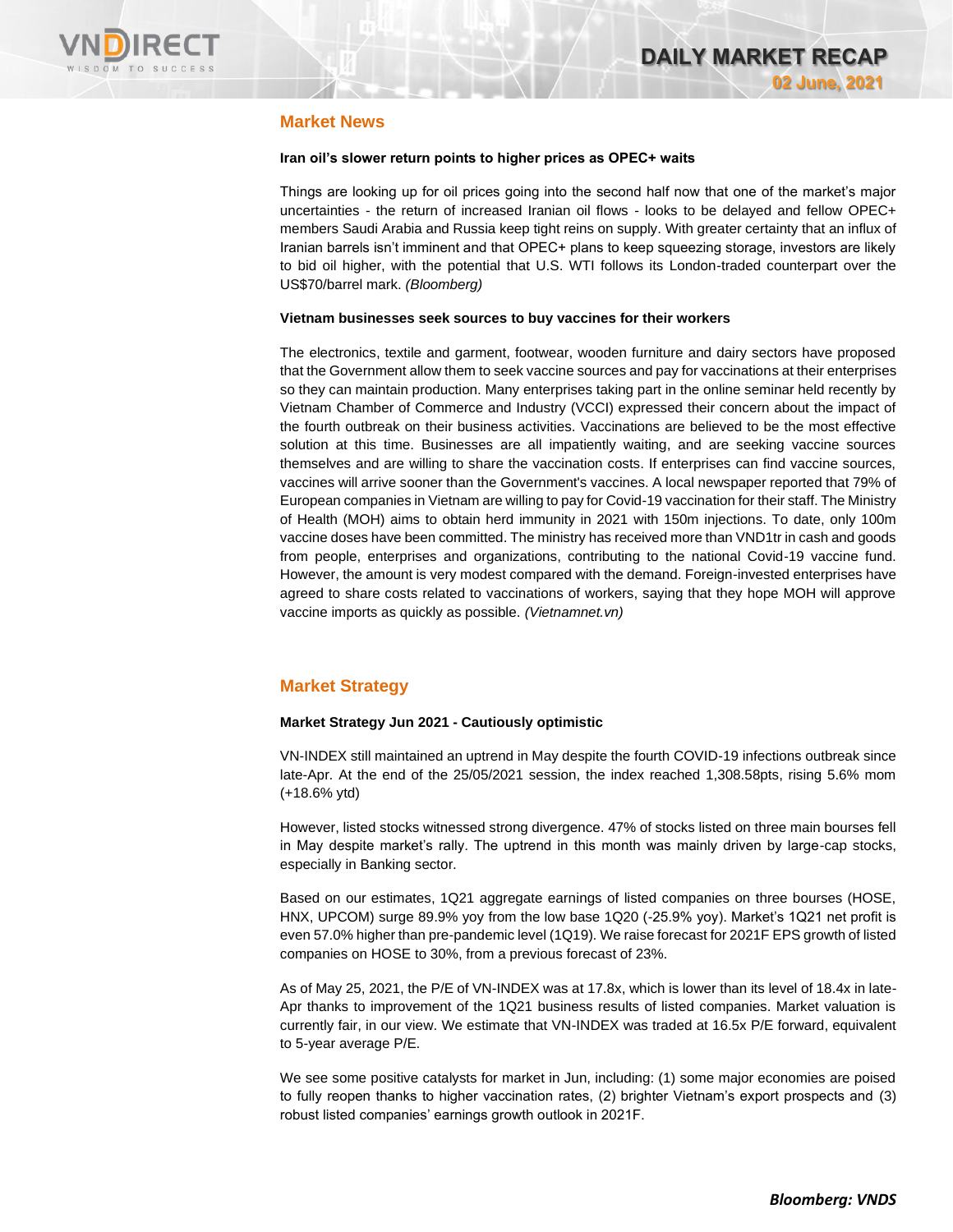## Market News

**Iran oil's slower return points to higher prices as OPEC+ waits**

Things are looking up for oil prices going into the second half now that one of the market's major uncertainties - the return of increased Iranian oil flows - looks to be delayed and fellow OPEC+ members Saudi Arabia and Russia keep tight reins on supply. With greater certainty that an influx of Iranian barrels isn't imminent and that OPEC+ plans to keep squeezing storage, investors are likely to bid oil higher, with the potential that U.S. WTI follows its London-traded counterpart over the US$70/barrel mark. *(Bloomberg)*

**Vietnam businesses seek sources to buy vaccines for their workers**

The electronics, textile and garment, footwear, wooden furniture and dairy sectors have proposed that the Government allow them to seek vaccine sources and pay for vaccinations at their enterprises so they can maintain production. Many enterprises taking part in the online seminar held recently by Vietnam Chamber of Commerce and Industry (VCCI) expressed their concern about the impact of the fourth outbreak on their business activities. Vaccinations are believed to be the most effective solution at this time. Businesses are all impatiently waiting, and are seeking vaccine sources themselves and are willing to share the vaccination costs. If enterprises can find vaccine sources, vaccines will arrive sooner than the Government's vaccines. A local newspaper reported that 79% of European companies in Vietnam are willing to pay for Covid-19 vaccination for their staff. The Ministry of Health (MOH) aims to obtain herd immunity in 2021 with 150m injections. To date, only 100m vaccine doses have been committed. The ministry has received more than VND1tr in cash and goods from people, enterprises and organizations, contributing to the national Covid-19 vaccine fund. However, the amount is very modest compared with the demand. Foreign-invested enterprises have agreed to share costs related to vaccinations of workers, saying that they hope MOH will approve vaccine imports as quickly as possible. *(Vietnamnet.vn)*

## Market Strategy

**Market Strategy Jun 2021 - Cautiously optimistic**

VN-INDEX still maintained an uptrend in May despite the fourth COVID-19 infections outbreak since late-Apr. At the end of the 25/05/2021 session, the index reached 1,308.58pts, rising 5.6% mom (+18.6% ytd)

However, listed stocks witnessed strong divergence. 47% of stocks listed on three main bourses fell in May despite market's rally. The uptrend in this month was mainly driven by large-cap stocks, especially in Banking sector.

Based on our estimates, 1Q21 aggregate earnings of listed companies on three bourses (HOSE, HNX, UPCOM) surge 89.9% yoy from the low base 1Q20 (-25.9% yoy). Market's 1Q21 net profit is even 57.0% higher than pre-pandemic level (1Q19). We raise forecast for 2021F EPS growth of listed companies on HOSE to 30%, from a previous forecast of 23%.

As of May 25, 2021, the P/E of VN-INDEX was at 17.8x, which is lower than its level of 18.4x in late-Apr thanks to improvement of the 1Q21 business results of listed companies. Market valuation is currently fair, in our view. We estimate that VN-INDEX was traded at 16.5x P/E forward, equivalent to 5-year average P/E.

We see some positive catalysts for market in Jun, including: (1) some major economies are poised to fully reopen thanks to higher vaccination rates, (2) brighter Vietnam's export prospects and (3) robust listed companies' earnings growth outlook in 2021F.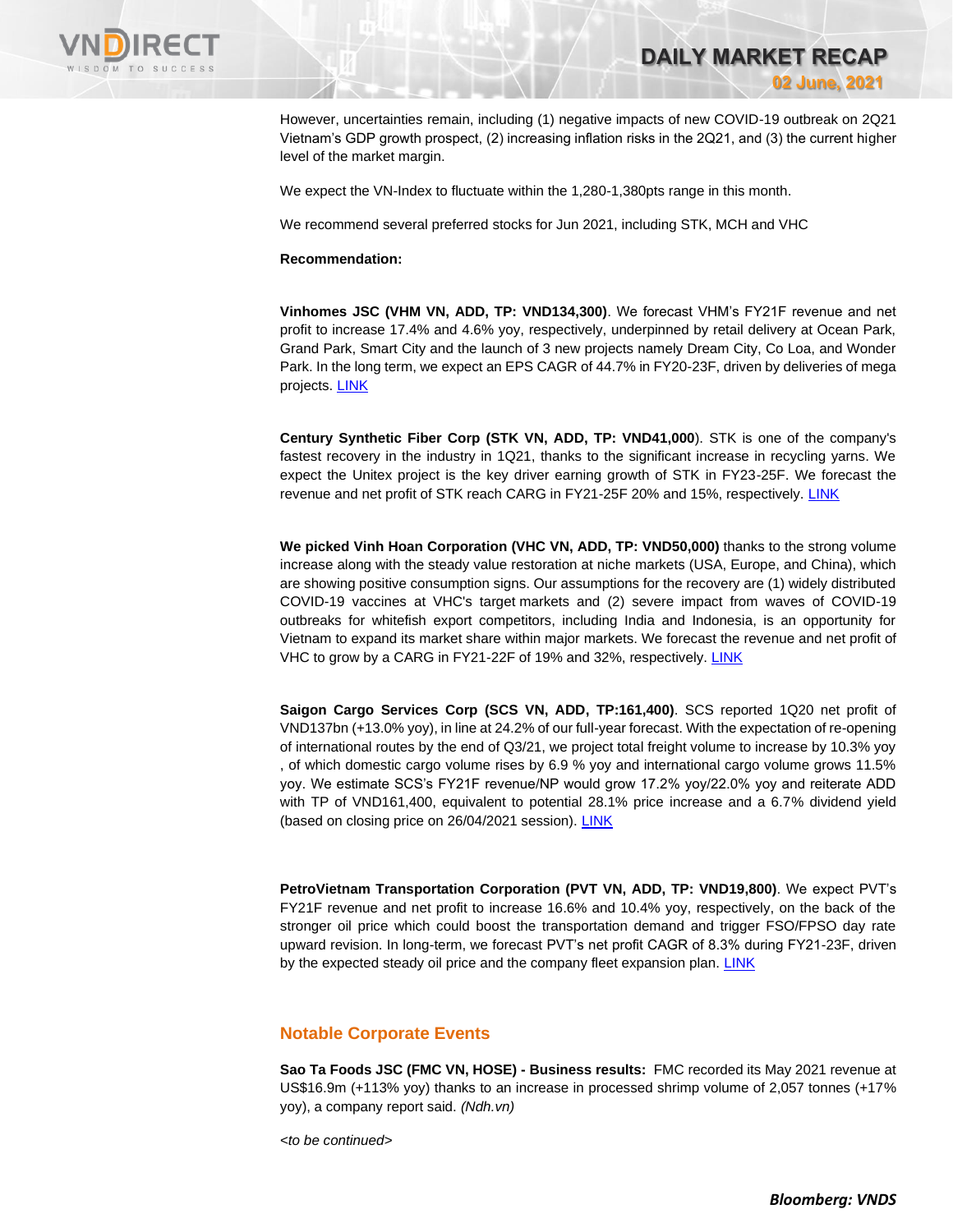However, uncertainties remain, including (1) negative impacts of new COVID-19 outbreak on 2Q21 Vietnam's GDP growth prospect, (2) increasing inflation risks in the 2Q21, and (3) the current higher level of the market margin.

We expect the VN-Index to fluctuate within the 1,280-1,380pts range in this month.

We recommend several preferred stocks for Jun 2021, including STK, MCH and VHC

**Recommendation:**

**Vinhomes JSC (VHM VN, ADD, TP: VND134,300)**. We forecast VHM's FY21F revenue and net profit to increase 17.4% and 4.6% yoy, respectively, underpinned by retail delivery at Ocean Park, Grand Park, Smart City and the launch of 3 new projects namely Dream City, Co Loa, and Wonder Park. In the long term, we expect an EPS CAGR of 44.7% in FY20-23F, driven by deliveries of mega projects. LINK

**Century Synthetic Fiber Corp (STK VN, ADD, TP: VND41,000**). STK is one of the company's fastest recovery in the industry in 1Q21, thanks to the significant increase in recycling yarns. We expect the Unitex project is the key driver earning growth of STK in FY23-25F. We forecast the revenue and net profit of STK reach CARG in FY21-25F 20% and 15%, respectively. LINK

**We picked Vinh Hoan Corporation (VHC VN, ADD, TP: VND50,000)** thanks to the strong volume increase along with the steady value restoration at niche markets (USA, Europe, and China), which are showing positive consumption signs. Our assumptions for the recovery are (1) widely distributed COVID-19 vaccines at VHC's target markets and (2) severe impact from waves of COVID-19 outbreaks for whitefish export competitors, including India and Indonesia, is an opportunity for Vietnam to expand its market share within major markets. We forecast the revenue and net profit of VHC to grow by a CARG in FY21-22F of 19% and 32%, respectively. LINK

**Saigon Cargo Services Corp (SCS VN, ADD, TP:161,400)**. SCS reported 1Q20 net profit of VND137bn (+13.0% yoy), in line at 24.2% of our full-year forecast. With the expectation of re-opening of international routes by the end of Q3/21, we project total freight volume to increase by 10.3% yoy , of which domestic cargo volume rises by 6.9 % yoy and international cargo volume grows 11.5% yoy. We estimate SCS's FY21F revenue/NP would grow 17.2% yoy/22.0% yoy and reiterate ADD with TP of VND161,400, equivalent to potential 28.1% price increase and a 6.7% dividend yield (based on closing price on 26/04/2021 session). LINK

**PetroVietnam Transportation Corporation (PVT VN, ADD, TP: VND19,800)**. We expect PVT's FY21F revenue and net profit to increase 16.6% and 10.4% yoy, respectively, on the back of the stronger oil price which could boost the transportation demand and trigger FSO/FPSO day rate upward revision. In long-term, we forecast PVT's net profit CAGR of 8.3% during FY21-23F, driven by the expected steady oil price and the company fleet expansion plan. LINK

## Notable Corporate Events

**Sao Ta Foods JSC (FMC VN, HOSE) - Business results:** FMC recorded its May 2021 revenue at US$16.9m (+113% yoy) thanks to an increase in processed shrimp volume of 2,057 tonnes (+17% yoy), a company report said. *(Ndh.vn)*

*<to be continued>*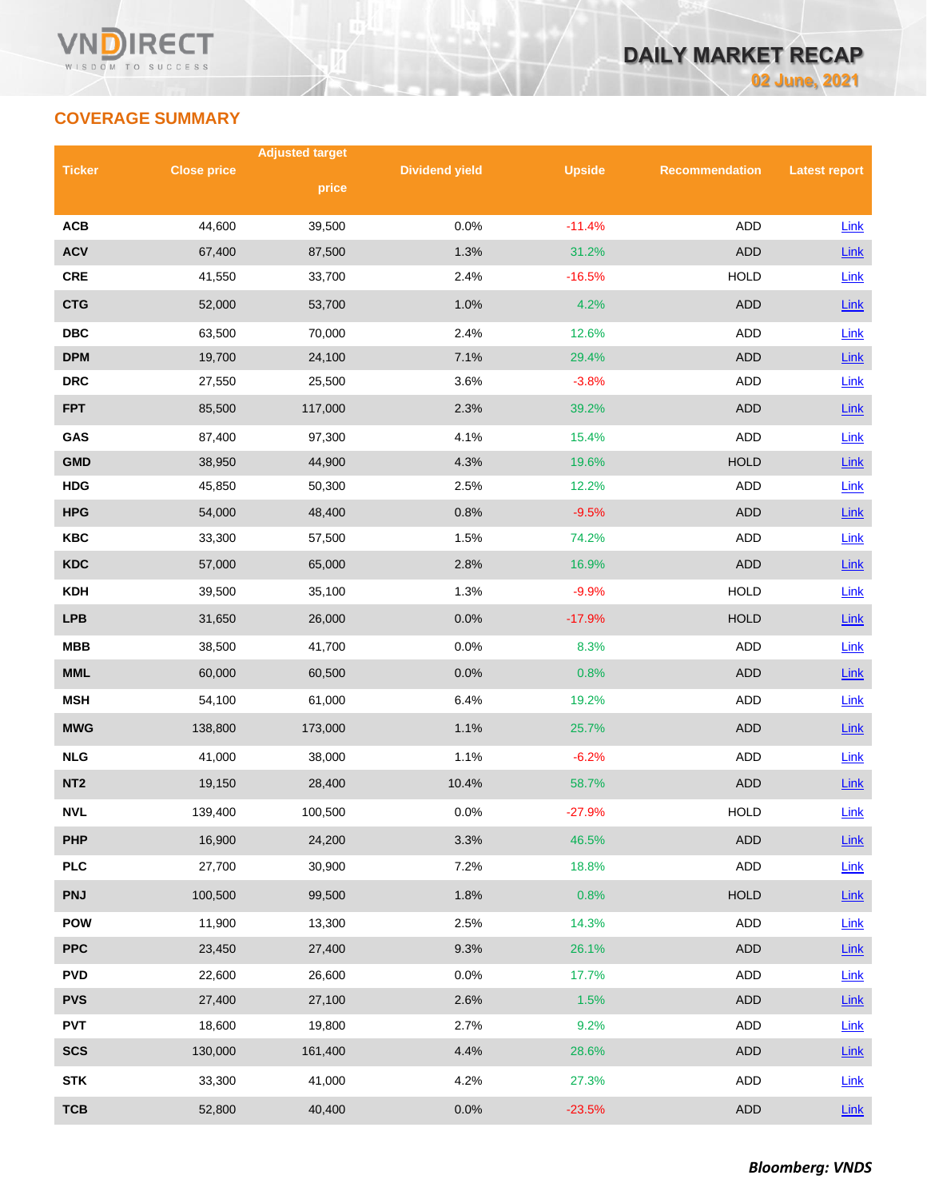## COVERAGE SUMMARY

| Ticker | Close price | Adjusted target price | Dividend yield | Upside | Recommendation | Latest report |
|---|---|---|---|---|---|---|
| ACB | 44,600 | 39,500 | 0.0% | -11.4% | ADD | Link |
| ACV | 67,400 | 87,500 | 1.3% | 31.2% | ADD | Link |
| CRE | 41,550 | 33,700 | 2.4% | -16.5% | HOLD | Link |
| CTG | 52,000 | 53,700 | 1.0% | 4.2% | ADD | Link |
| DBC | 63,500 | 70,000 | 2.4% | 12.6% | ADD | Link |
| DPM | 19,700 | 24,100 | 7.1% | 29.4% | ADD | Link |
| DRC | 27,550 | 25,500 | 3.6% | -3.8% | ADD | Link |
| FPT | 85,500 | 117,000 | 2.3% | 39.2% | ADD | Link |
| GAS | 87,400 | 97,300 | 4.1% | 15.4% | ADD | Link |
| GMD | 38,950 | 44,900 | 4.3% | 19.6% | HOLD | Link |
| HDG | 45,850 | 50,300 | 2.5% | 12.2% | ADD | Link |
| HPG | 54,000 | 48,400 | 0.8% | -9.5% | ADD | Link |
| KBC | 33,300 | 57,500 | 1.5% | 74.2% | ADD | Link |
| KDC | 57,000 | 65,000 | 2.8% | 16.9% | ADD | Link |
| KDH | 39,500 | 35,100 | 1.3% | -9.9% | HOLD | Link |
| LPB | 31,650 | 26,000 | 0.0% | -17.9% | HOLD | Link |
| MBB | 38,500 | 41,700 | 0.0% | 8.3% | ADD | Link |
| MML | 60,000 | 60,500 | 0.0% | 0.8% | ADD | Link |
| MSH | 54,100 | 61,000 | 6.4% | 19.2% | ADD | Link |
| MWG | 138,800 | 173,000 | 1.1% | 25.7% | ADD | Link |
| NLG | 41,000 | 38,000 | 1.1% | -6.2% | ADD | Link |
| NT2 | 19,150 | 28,400 | 10.4% | 58.7% | ADD | Link |
| NVL | 139,400 | 100,500 | 0.0% | -27.9% | HOLD | Link |
| PHP | 16,900 | 24,200 | 3.3% | 46.5% | ADD | Link |
| PLC | 27,700 | 30,900 | 7.2% | 18.8% | ADD | Link |
| PNJ | 100,500 | 99,500 | 1.8% | 0.8% | HOLD | Link |
| POW | 11,900 | 13,300 | 2.5% | 14.3% | ADD | Link |
| PPC | 23,450 | 27,400 | 9.3% | 26.1% | ADD | Link |
| PVD | 22,600 | 26,600 | 0.0% | 17.7% | ADD | Link |
| PVS | 27,400 | 27,100 | 2.6% | 1.5% | ADD | Link |
| PVT | 18,600 | 19,800 | 2.7% | 9.2% | ADD | Link |
| SCS | 130,000 | 161,400 | 4.4% | 28.6% | ADD | Link |
| STK | 33,300 | 41,000 | 4.2% | 27.3% | ADD | Link |
| TCB | 52,800 | 40,400 | 0.0% | -23.5% | ADD | Link |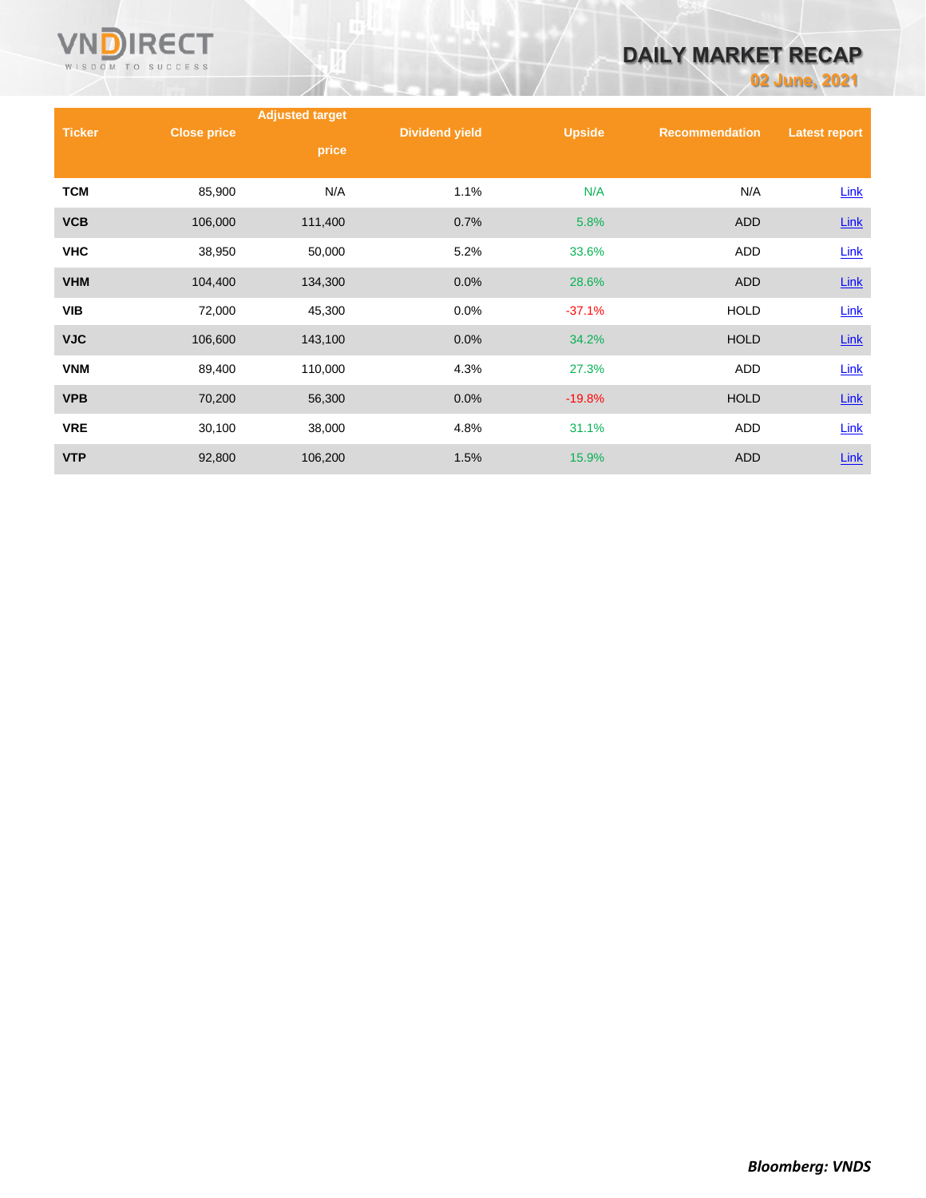| Ticker | Close price | Adjusted target price | Dividend yield | Upside | Recommendation | Latest report |
|---|---|---|---|---|---|---|
| TCM | 85,900 | N/A | 1.1% | N/A | N/A | Link |
| VCB | 106,000 | 111,400 | 0.7% | 5.8% | ADD | Link |
| VHC | 38,950 | 50,000 | 5.2% | 33.6% | ADD | Link |
| VHM | 104,400 | 134,300 | 0.0% | 28.6% | ADD | Link |
| VIB | 72,000 | 45,300 | 0.0% | -37.1% | HOLD | Link |
| VJC | 106,600 | 143,100 | 0.0% | 34.2% | HOLD | Link |
| VNM | 89,400 | 110,000 | 4.3% | 27.3% | ADD | Link |
| VPB | 70,200 | 56,300 | 0.0% | -19.8% | HOLD | Link |
| VRE | 30,100 | 38,000 | 4.8% | 31.1% | ADD | Link |
| VTP | 92,800 | 106,200 | 1.5% | 15.9% | ADD | Link |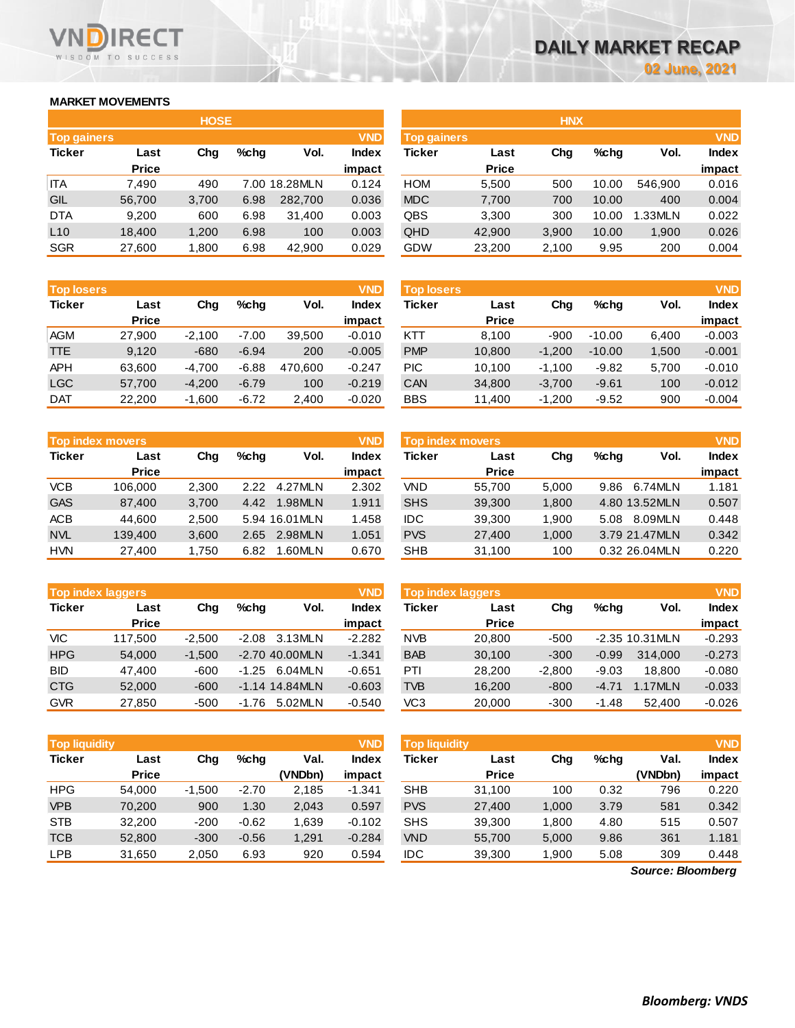# DAILY MARKET RECAP

02 June, 2021

## MARKET MOVEMENTS

### HOSE

| Top gainers | | | | | VND |
|---|---|---|---|---|---|
| Ticker | Last Price | Chg | %chg | Vol. | Index impact |
| ITA | 7,490 | 490 | 7.00 | 18.28MLN | 0.124 |
| GIL | 56,700 | 3,700 | 6.98 | 282,700 | 0.036 |
| DTA | 9,200 | 600 | 6.98 | 31,400 | 0.003 |
| L10 | 18,400 | 1,200 | 6.98 | 100 | 0.003 |
| SGR | 27,600 | 1,800 | 6.98 | 42,900 | 0.029 |

| Top losers | | | | | VND |
|---|---|---|---|---|---|
| Ticker | Last Price | Chg | %chg | Vol. | Index impact |
| AGM | 27,900 | -2,100 | -7.00 | 39,500 | -0.010 |
| TTE | 9,120 | -680 | -6.94 | 200 | -0.005 |
| APH | 63,600 | -4,700 | -6.88 | 470,600 | -0.247 |
| LGC | 57,700 | -4,200 | -6.79 | 100 | -0.219 |
| DAT | 22,200 | -1,600 | -6.72 | 2,400 | -0.020 |

| Top index movers | | | | | VND |
|---|---|---|---|---|---|
| Ticker | Last Price | Chg | %chg | Vol. | Index impact |
| VCB | 106,000 | 2,300 | 2.22 | 4.27MLN | 2.302 |
| GAS | 87,400 | 3,700 | 4.42 | 1.98MLN | 1.911 |
| ACB | 44,600 | 2,500 | 5.94 | 16.01MLN | 1.458 |
| NVL | 139,400 | 3,600 | 2.65 | 2.98MLN | 1.051 |
| HVN | 27,400 | 1,750 | 6.82 | 1.60MLN | 0.670 |

| Top index laggers | | | | | VND |
|---|---|---|---|---|---|
| Ticker | Last Price | Chg | %chg | Vol. | Index impact |
| VIC | 117,500 | -2,500 | -2.08 | 3.13MLN | -2.282 |
| HPG | 54,000 | -1,500 | -2.70 | 40.00MLN | -1.341 |
| BID | 47,400 | -600 | -1.25 | 6.04MLN | -0.651 |
| CTG | 52,000 | -600 | -1.14 | 14.84MLN | -0.603 |
| GVR | 27,850 | -500 | -1.76 | 5.02MLN | -0.540 |

| Top liquidity | | | | | VND |
|---|---|---|---|---|---|
| Ticker | Last Price | Chg | %chg | Val. (VNDbn) | Index impact |
| HPG | 54,000 | -1,500 | -2.70 | 2,185 | -1.341 |
| VPB | 70,200 | 900 | 1.30 | 2,043 | 0.597 |
| STB | 32,200 | -200 | -0.62 | 1,639 | -0.102 |
| TCB | 52,800 | -300 | -0.56 | 1,291 | -0.284 |
| LPB | 31,650 | 2,050 | 6.93 | 920 | 0.594 |

### HNX

| Top gainers | | | | | VND |
|---|---|---|---|---|---|
| Ticker | Last Price | Chg | %chg | Vol. | Index impact |
| HOM | 5,500 | 500 | 10.00 | 546,900 | 0.016 |
| MDC | 7,700 | 700 | 10.00 | 400 | 0.004 |
| QBS | 3,300 | 300 | 10.00 | 1.33MLN | 0.022 |
| QHD | 42,900 | 3,900 | 10.00 | 1,900 | 0.026 |
| GDW | 23,200 | 2,100 | 9.95 | 200 | 0.004 |

| Top losers | | | | | VND |
|---|---|---|---|---|---|
| Ticker | Last Price | Chg | %chg | Vol. | Index impact |
| KTT | 8,100 | -900 | -10.00 | 6,400 | -0.003 |
| PMP | 10,800 | -1,200 | -10.00 | 1,500 | -0.001 |
| PIC | 10,100 | -1,100 | -9.82 | 5,700 | -0.010 |
| CAN | 34,800 | -3,700 | -9.61 | 100 | -0.012 |
| BBS | 11,400 | -1,200 | -9.52 | 900 | -0.004 |

| Top index movers | | | | | VND |
|---|---|---|---|---|---|
| Ticker | Last Price | Chg | %chg | Vol. | Index impact |
| VND | 55,700 | 5,000 | 9.86 | 6.74MLN | 1.181 |
| SHS | 39,300 | 1,800 | 4.80 | 13.52MLN | 0.507 |
| IDC | 39,300 | 1,900 | 5.08 | 8.09MLN | 0.448 |
| PVS | 27,400 | 1,000 | 3.79 | 21.47MLN | 0.342 |
| SHB | 31,100 | 100 | 0.32 | 26.04MLN | 0.220 |

| Top index laggers | | | | | VND |
|---|---|---|---|---|---|
| Ticker | Last Price | Chg | %chg | Vol. | Index impact |
| NVB | 20,800 | -500 | -2.35 | 10.31MLN | -0.293 |
| BAB | 30,100 | -300 | -0.99 | 314,000 | -0.273 |
| PTI | 28,200 | -2,800 | -9.03 | 18,800 | -0.080 |
| TVB | 16,200 | -800 | -4.71 | 1.17MLN | -0.033 |
| VC3 | 20,000 | -300 | -1.48 | 52,400 | -0.026 |

| Top liquidity | | | | | VND |
|---|---|---|---|---|---|
| Ticker | Last Price | Chg | %chg | Val. (VNDbn) | Index impact |
| SHB | 31,100 | 100 | 0.32 | 796 | 0.220 |
| PVS | 27,400 | 1,000 | 3.79 | 581 | 0.342 |
| SHS | 39,300 | 1,800 | 4.80 | 515 | 0.507 |
| VND | 55,700 | 5,000 | 9.86 | 361 | 1.181 |
| IDC | 39,300 | 1,900 | 5.08 | 309 | 0.448 |

*Source: Bloomberg*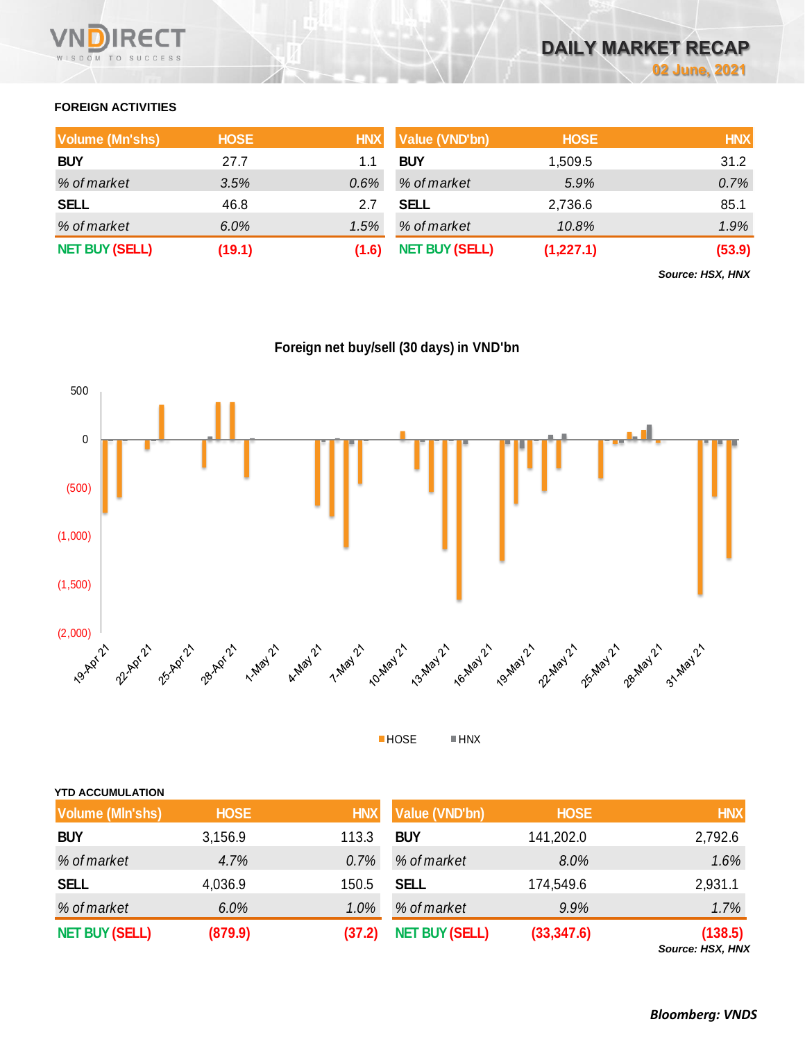## FOREIGN ACTIVITIES

| Volume (Mn'shs) | HOSE | HNX | Value (VND'bn) | HOSE | HNX |
|---|---|---|---|---|---|
| **BUY** | 27.7 | 1.1 | **BUY** | 1,509.5 | 31.2 |
| *% of market* | *3.5%* | *0.6%* | *% of market* | *5.9%* | *0.7%* |
| **SELL** | 46.8 | 2.7 | **SELL** | 2,736.6 | 85.1 |
| *% of market* | *6.0%* | *1.5%* | *% of market* | *10.8%* | *1.9%* |
| **NET BUY (SELL)** | **(19.1)** | **(1.6)** | **NET BUY (SELL)** | **(1,227.1)** | **(53.9)** |

***Source: HSX, HNX***

**Foreign net buy/sell (30 days) in VND'bn**

## YTD ACCUMULATION

| Volume (Mln'shs) | HOSE | HNX | Value (VND'bn) | HOSE | HNX |
|---|---|---|---|---|---|
| **BUY** | 3,156.9 | 113.3 | **BUY** | 141,202.0 | 2,792.6 |
| *% of market* | *4.7%* | *0.7%* | *% of market* | *8.0%* | *1.6%* |
| **SELL** | 4,036.9 | 150.5 | **SELL** | 174,549.6 | 2,931.1 |
| *% of market* | *6.0%* | *1.0%* | *% of market* | *9.9%* | *1.7%* |
| **NET BUY (SELL)** | **(879.9)** | **(37.2)** | **NET BUY (SELL)** | **(33,347.6)** | **(138.5)** |

***Source: HSX, HNX***

***Bloomberg: VNDS***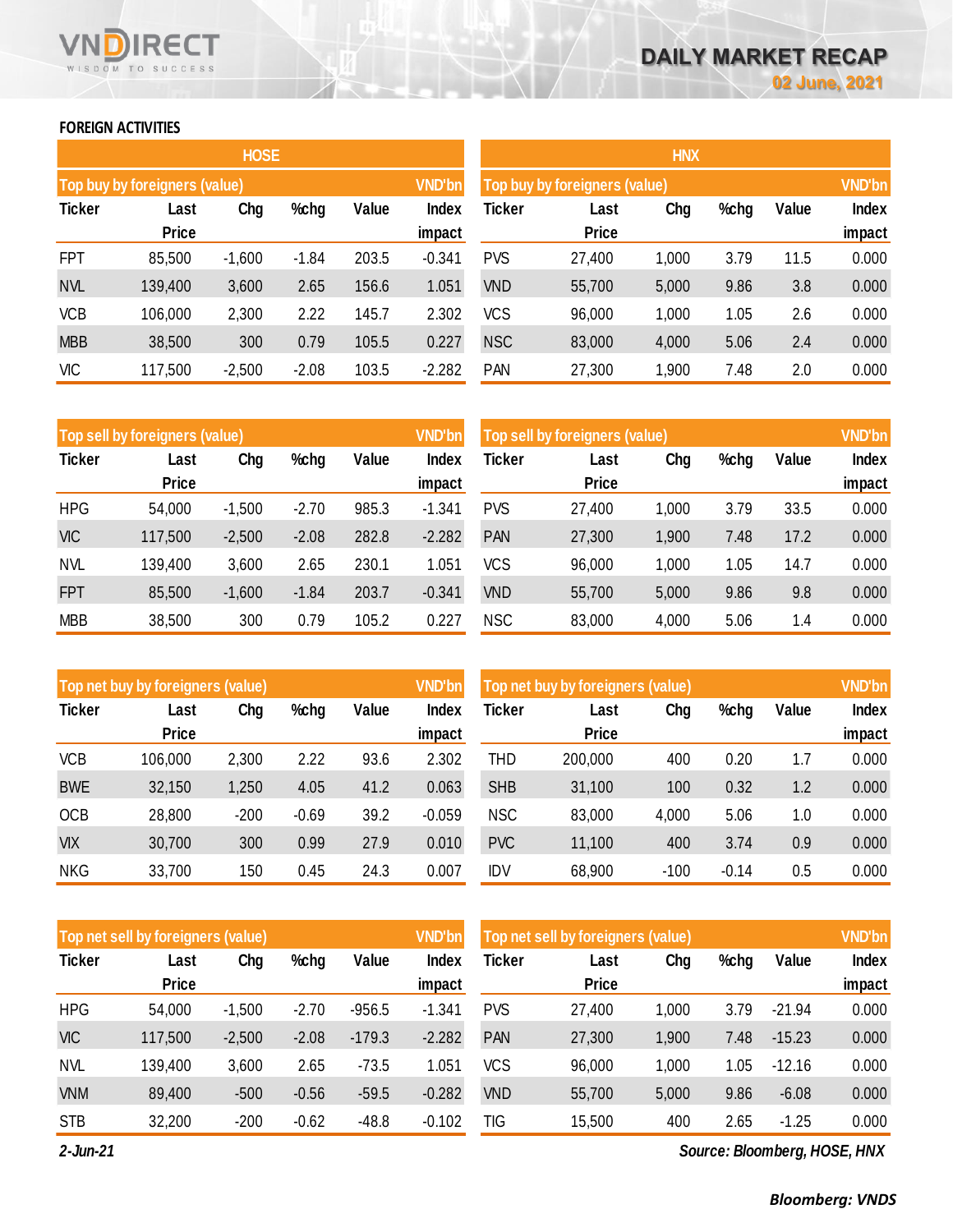# DAILY MARKET RECAP

02 June, 2021

## FOREIGN ACTIVITIES

### HOSE

**Top buy by foreigners (value)** — VND'bn

| Ticker | Last Price | Chg | %chg | Value | Index impact |
|---|---|---|---|---|---|
| FPT | 85,500 | -1,600 | -1.84 | 203.5 | -0.341 |
| NVL | 139,400 | 3,600 | 2.65 | 156.6 | 1.051 |
| VCB | 106,000 | 2,300 | 2.22 | 145.7 | 2.302 |
| MBB | 38,500 | 300 | 0.79 | 105.5 | 0.227 |
| VIC | 117,500 | -2,500 | -2.08 | 103.5 | -2.282 |

**Top sell by foreigners (value)** — VND'bn

| Ticker | Last Price | Chg | %chg | Value | Index impact |
|---|---|---|---|---|---|
| HPG | 54,000 | -1,500 | -2.70 | 985.3 | -1.341 |
| VIC | 117,500 | -2,500 | -2.08 | 282.8 | -2.282 |
| NVL | 139,400 | 3,600 | 2.65 | 230.1 | 1.051 |
| FPT | 85,500 | -1,600 | -1.84 | 203.7 | -0.341 |
| MBB | 38,500 | 300 | 0.79 | 105.2 | 0.227 |

**Top net buy by foreigners (value)** — VND'bn

| Ticker | Last Price | Chg | %chg | Value | Index impact |
|---|---|---|---|---|---|
| VCB | 106,000 | 2,300 | 2.22 | 93.6 | 2.302 |
| BWE | 32,150 | 1,250 | 4.05 | 41.2 | 0.063 |
| OCB | 28,800 | -200 | -0.69 | 39.2 | -0.059 |
| VIX | 30,700 | 300 | 0.99 | 27.9 | 0.010 |
| NKG | 33,700 | 150 | 0.45 | 24.3 | 0.007 |

**Top net sell by foreigners (value)** — VND'bn

| Ticker | Last Price | Chg | %chg | Value | Index impact |
|---|---|---|---|---|---|
| HPG | 54,000 | -1,500 | -2.70 | -956.5 | -1.341 |
| VIC | 117,500 | -2,500 | -2.08 | -179.3 | -2.282 |
| NVL | 139,400 | 3,600 | 2.65 | -73.5 | 1.051 |
| VNM | 89,400 | -500 | -0.56 | -59.5 | -0.282 |
| STB | 32,200 | -200 | -0.62 | -48.8 | -0.102 |

### HNX

**Top buy by foreigners (value)** — VND'bn

| Ticker | Last Price | Chg | %chg | Value | Index impact |
|---|---|---|---|---|---|
| PVS | 27,400 | 1,000 | 3.79 | 11.5 | 0.000 |
| VND | 55,700 | 5,000 | 9.86 | 3.8 | 0.000 |
| VCS | 96,000 | 1,000 | 1.05 | 2.6 | 0.000 |
| NSC | 83,000 | 4,000 | 5.06 | 2.4 | 0.000 |
| PAN | 27,300 | 1,900 | 7.48 | 2.0 | 0.000 |

**Top sell by foreigners (value)** — VND'bn

| Ticker | Last Price | Chg | %chg | Value | Index impact |
|---|---|---|---|---|---|
| PVS | 27,400 | 1,000 | 3.79 | 33.5 | 0.000 |
| PAN | 27,300 | 1,900 | 7.48 | 17.2 | 0.000 |
| VCS | 96,000 | 1,000 | 1.05 | 14.7 | 0.000 |
| VND | 55,700 | 5,000 | 9.86 | 9.8 | 0.000 |
| NSC | 83,000 | 4,000 | 5.06 | 1.4 | 0.000 |

**Top net buy by foreigners (value)** — VND'bn

| Ticker | Last Price | Chg | %chg | Value | Index impact |
|---|---|---|---|---|---|
| THD | 200,000 | 400 | 0.20 | 1.7 | 0.000 |
| SHB | 31,100 | 100 | 0.32 | 1.2 | 0.000 |
| NSC | 83,000 | 4,000 | 5.06 | 1.0 | 0.000 |
| PVC | 11,100 | 400 | 3.74 | 0.9 | 0.000 |
| IDV | 68,900 | -100 | -0.14 | 0.5 | 0.000 |

**Top net sell by foreigners (value)** — VND'bn

| Ticker | Last Price | Chg | %chg | Value | Index impact |
|---|---|---|---|---|---|
| PVS | 27,400 | 1,000 | 3.79 | -21.94 | 0.000 |
| PAN | 27,300 | 1,900 | 7.48 | -15.23 | 0.000 |
| VCS | 96,000 | 1,000 | 1.05 | -12.16 | 0.000 |
| VND | 55,700 | 5,000 | 9.86 | -6.08 | 0.000 |
| TIG | 15,500 | 400 | 2.65 | -1.25 | 0.000 |

*2-Jun-21*

*Source: Bloomberg, HOSE, HNX*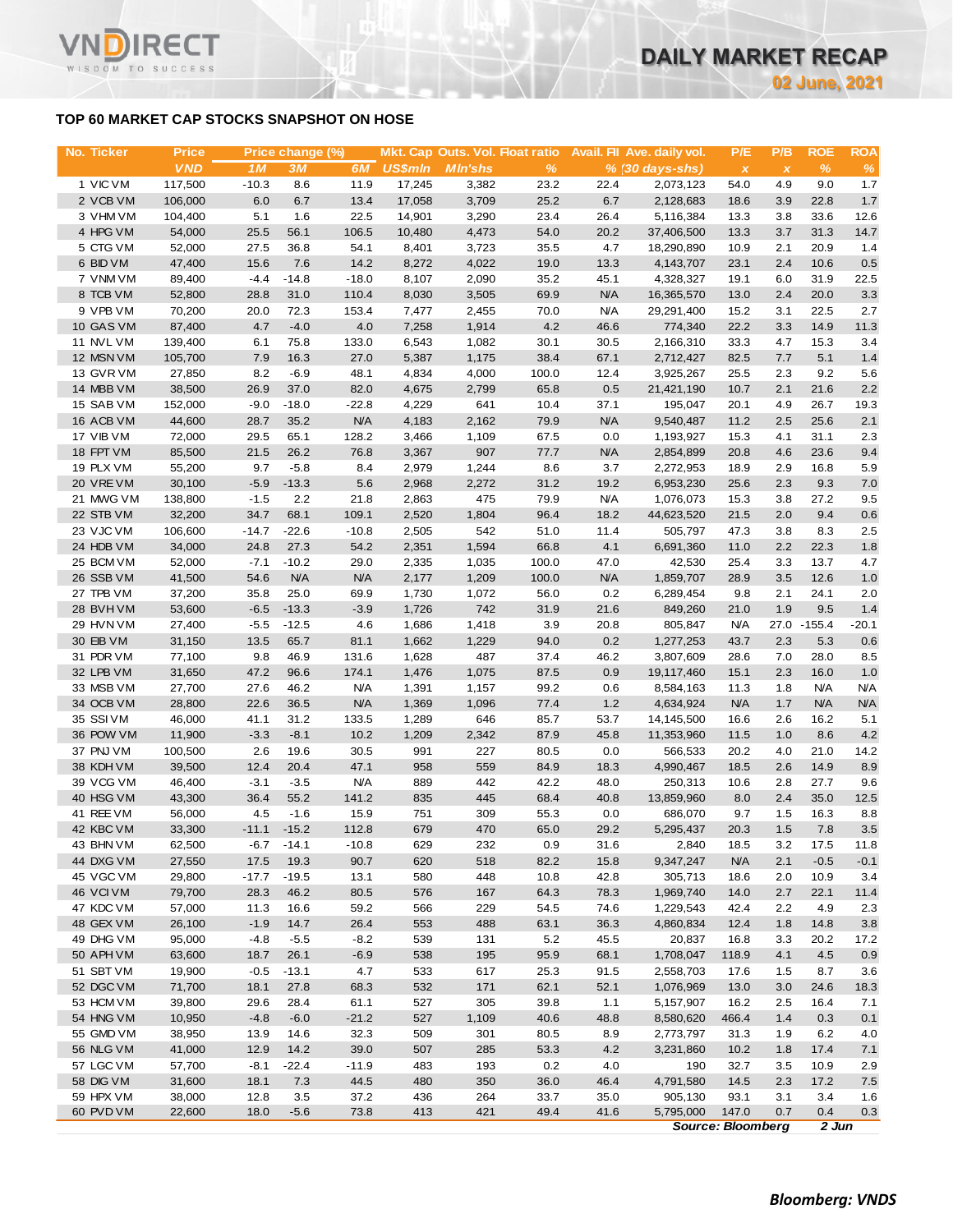## TOP 60 MARKET CAP STOCKS SNAPSHOT ON HOSE

| No. | Ticker | Price | Price change (%) | | | Mkt. Cap | Outs. Vol. | Float ratio | Avail. FII | Ave. daily vol. | P/E | P/B | ROE | ROA |
|---|---|---|---|---|---|---|---|---|---|---|---|---|---|---|
| | | VND | 1M | 3M | 6M | US$mln | Mln'shs | % | % | (30 days-shs) | x | x | % | % |
| 1 | VIC VM | 117,500 | -10.3 | 8.6 | 11.9 | 17,245 | 3,382 | 23.2 | 22.4 | 2,073,123 | 54.0 | 4.9 | 9.0 | 1.7 |
| 2 | VCB VM | 106,000 | 6.0 | 6.7 | 13.4 | 17,058 | 3,709 | 25.2 | 6.7 | 2,128,683 | 18.6 | 3.9 | 22.8 | 1.7 |
| 3 | VHM VM | 104,400 | 5.1 | 1.6 | 22.5 | 14,901 | 3,290 | 23.4 | 26.4 | 5,116,384 | 13.3 | 3.8 | 33.6 | 12.6 |
| 4 | HPG VM | 54,000 | 25.5 | 56.1 | 106.5 | 10,480 | 4,473 | 54.0 | 20.2 | 37,406,500 | 13.3 | 3.7 | 31.3 | 14.7 |
| 5 | CTG VM | 52,000 | 27.5 | 36.8 | 54.1 | 8,401 | 3,723 | 35.5 | 4.7 | 18,290,890 | 10.9 | 2.1 | 20.9 | 1.4 |
| 6 | BID VM | 47,400 | 15.6 | 7.6 | 14.2 | 8,272 | 4,022 | 19.0 | 13.3 | 4,143,707 | 23.1 | 2.4 | 10.6 | 0.5 |
| 7 | VNM VM | 89,400 | -4.4 | -14.8 | -18.0 | 8,107 | 2,090 | 35.2 | 45.1 | 4,328,327 | 19.1 | 6.0 | 31.9 | 22.5 |
| 8 | TCB VM | 52,800 | 28.8 | 31.0 | 110.4 | 8,030 | 3,505 | 69.9 | N/A | 16,365,570 | 13.0 | 2.4 | 20.0 | 3.3 |
| 9 | VPB VM | 70,200 | 20.0 | 72.3 | 153.4 | 7,477 | 2,455 | 70.0 | N/A | 29,291,400 | 15.2 | 3.1 | 22.5 | 2.7 |
| 10 | GAS VM | 87,400 | 4.7 | -4.0 | 4.0 | 7,258 | 1,914 | 4.2 | 46.6 | 774,340 | 22.2 | 3.3 | 14.9 | 11.3 |
| 11 | NVL VM | 139,400 | 6.1 | 75.8 | 133.0 | 6,543 | 1,082 | 30.1 | 30.5 | 2,166,310 | 33.3 | 4.7 | 15.3 | 3.4 |
| 12 | MSN VM | 105,700 | 7.9 | 16.3 | 27.0 | 5,387 | 1,175 | 38.4 | 67.1 | 2,712,427 | 82.5 | 7.7 | 5.1 | 1.4 |
| 13 | GVR VM | 27,850 | 8.2 | -6.9 | 48.1 | 4,834 | 4,000 | 100.0 | 12.4 | 3,925,267 | 25.5 | 2.3 | 9.2 | 5.6 |
| 14 | MBB VM | 38,500 | 26.9 | 37.0 | 82.0 | 4,675 | 2,799 | 65.8 | 0.5 | 21,421,190 | 10.7 | 2.1 | 21.6 | 2.2 |
| 15 | SAB VM | 152,000 | -9.0 | -18.0 | -22.8 | 4,229 | 641 | 10.4 | 37.1 | 195,047 | 20.1 | 4.9 | 26.7 | 19.3 |
| 16 | ACB VM | 44,600 | 28.7 | 35.2 | N/A | 4,183 | 2,162 | 79.9 | N/A | 9,540,487 | 11.2 | 2.5 | 25.6 | 2.1 |
| 17 | VIB VM | 72,000 | 29.5 | 65.1 | 128.2 | 3,466 | 1,109 | 67.5 | 0.0 | 1,193,927 | 15.3 | 4.1 | 31.1 | 2.3 |
| 18 | FPT VM | 85,500 | 21.5 | 26.2 | 76.8 | 3,367 | 907 | 77.7 | N/A | 2,854,899 | 20.8 | 4.6 | 23.6 | 9.4 |
| 19 | PLX VM | 55,200 | 9.7 | -5.8 | 8.4 | 2,979 | 1,244 | 8.6 | 3.7 | 2,272,953 | 18.9 | 2.9 | 16.8 | 5.9 |
| 20 | VRE VM | 30,100 | -5.9 | -13.3 | 5.6 | 2,968 | 2,272 | 31.2 | 19.2 | 6,953,230 | 25.6 | 2.3 | 9.3 | 7.0 |
| 21 | MWG VM | 138,800 | -1.5 | 2.2 | 21.8 | 2,863 | 475 | 79.9 | N/A | 1,076,073 | 15.3 | 3.8 | 27.2 | 9.5 |
| 22 | STB VM | 32,200 | 34.7 | 68.1 | 109.1 | 2,520 | 1,804 | 96.4 | 18.2 | 44,623,520 | 21.5 | 2.0 | 9.4 | 0.6 |
| 23 | VJC VM | 106,600 | -14.7 | -22.6 | -10.8 | 2,505 | 542 | 51.0 | 11.4 | 505,797 | 47.3 | 3.8 | 8.3 | 2.5 |
| 24 | HDB VM | 34,000 | 24.8 | 27.3 | 54.2 | 2,351 | 1,594 | 66.8 | 4.1 | 6,691,360 | 11.0 | 2.2 | 22.3 | 1.8 |
| 25 | BCM VM | 52,000 | -7.1 | -10.2 | 29.0 | 2,335 | 1,035 | 100.0 | 47.0 | 42,530 | 25.4 | 3.3 | 13.7 | 4.7 |
| 26 | SSB VM | 41,500 | 54.6 | N/A | N/A | 2,177 | 1,209 | 100.0 | N/A | 1,859,707 | 28.9 | 3.5 | 12.6 | 1.0 |
| 27 | TPB VM | 37,200 | 35.8 | 25.0 | 69.9 | 1,730 | 1,072 | 56.0 | 0.2 | 6,289,454 | 9.8 | 2.1 | 24.1 | 2.0 |
| 28 | BVH VM | 53,600 | -6.5 | -13.3 | -3.9 | 1,726 | 742 | 31.9 | 21.6 | 849,260 | 21.0 | 1.9 | 9.5 | 1.4 |
| 29 | HVN VM | 27,400 | -5.5 | -12.5 | 4.6 | 1,686 | 1,418 | 3.9 | 20.8 | 805,847 | N/A | 27.0 | -155.4 | -20.1 |
| 30 | EIB VM | 31,150 | 13.5 | 65.7 | 81.1 | 1,662 | 1,229 | 94.0 | 0.2 | 1,277,253 | 43.7 | 2.3 | 5.3 | 0.6 |
| 31 | PDR VM | 77,100 | 9.8 | 46.9 | 131.6 | 1,628 | 487 | 37.4 | 46.2 | 3,807,609 | 28.6 | 7.0 | 28.0 | 8.5 |
| 32 | LPB VM | 31,650 | 47.2 | 96.6 | 174.1 | 1,476 | 1,075 | 87.5 | 0.9 | 19,117,460 | 15.1 | 2.3 | 16.0 | 1.0 |
| 33 | MSB VM | 27,700 | 27.6 | 46.2 | N/A | 1,391 | 1,157 | 99.2 | 0.6 | 8,584,163 | 11.3 | 1.8 | N/A | N/A |
| 34 | OCB VM | 28,800 | 22.6 | 36.5 | N/A | 1,369 | 1,096 | 77.4 | 1.2 | 4,634,924 | N/A | 1.7 | N/A | N/A |
| 35 | SSI VM | 46,000 | 41.1 | 31.2 | 133.5 | 1,289 | 646 | 85.7 | 53.7 | 14,145,500 | 16.6 | 2.6 | 16.2 | 5.1 |
| 36 | POW VM | 11,900 | -3.3 | -8.1 | 10.2 | 1,209 | 2,342 | 87.9 | 45.8 | 11,353,960 | 11.5 | 1.0 | 8.6 | 4.2 |
| 37 | PNJ VM | 100,500 | 2.6 | 19.6 | 30.5 | 991 | 227 | 80.5 | 0.0 | 566,533 | 20.2 | 4.0 | 21.0 | 14.2 |
| 38 | KDH VM | 39,500 | 12.4 | 20.4 | 47.1 | 958 | 559 | 84.9 | 18.3 | 4,990,467 | 18.5 | 2.6 | 14.9 | 8.9 |
| 39 | VCG VM | 46,400 | -3.1 | -3.5 | N/A | 889 | 442 | 42.2 | 48.0 | 250,313 | 10.6 | 2.8 | 27.7 | 9.6 |
| 40 | HSG VM | 43,300 | 36.4 | 55.2 | 141.2 | 835 | 445 | 68.4 | 40.8 | 13,859,960 | 8.0 | 2.4 | 35.0 | 12.5 |
| 41 | REE VM | 56,000 | 4.5 | -1.6 | 15.9 | 751 | 309 | 55.3 | 0.0 | 686,070 | 9.7 | 1.5 | 16.3 | 8.8 |
| 42 | KBC VM | 33,300 | -11.1 | -15.2 | 112.8 | 679 | 470 | 65.0 | 29.2 | 5,295,437 | 20.3 | 1.5 | 7.8 | 3.5 |
| 43 | BHN VM | 62,500 | -6.7 | -14.1 | -10.8 | 629 | 232 | 0.9 | 31.6 | 2,840 | 18.5 | 3.2 | 17.5 | 11.8 |
| 44 | DXG VM | 27,550 | 17.5 | 19.3 | 90.7 | 620 | 518 | 82.2 | 15.8 | 9,347,247 | N/A | 2.1 | -0.5 | -0.1 |
| 45 | VGC VM | 29,800 | -17.7 | -19.5 | 13.1 | 580 | 448 | 10.8 | 42.8 | 305,713 | 18.6 | 2.0 | 10.9 | 3.4 |
| 46 | VCI VM | 79,700 | 28.3 | 46.2 | 80.5 | 576 | 167 | 64.3 | 78.3 | 1,969,740 | 14.0 | 2.7 | 22.1 | 11.4 |
| 47 | KDC VM | 57,000 | 11.3 | 16.6 | 59.2 | 566 | 229 | 54.5 | 74.6 | 1,229,543 | 42.4 | 2.2 | 4.9 | 2.3 |
| 48 | GEX VM | 26,100 | -1.9 | 14.7 | 26.4 | 553 | 488 | 63.1 | 36.3 | 4,860,834 | 12.4 | 1.8 | 14.8 | 3.8 |
| 49 | DHG VM | 95,000 | -4.8 | -5.5 | -8.2 | 539 | 131 | 5.2 | 45.5 | 20,837 | 16.8 | 3.3 | 20.2 | 17.2 |
| 50 | APH VM | 63,600 | 18.7 | 26.1 | -6.9 | 538 | 195 | 95.9 | 68.1 | 1,708,047 | 118.9 | 4.1 | 4.5 | 0.9 |
| 51 | SBT VM | 19,900 | -0.5 | -13.1 | 4.7 | 533 | 617 | 25.3 | 91.5 | 2,558,703 | 17.6 | 1.5 | 8.7 | 3.6 |
| 52 | DGC VM | 71,700 | 18.1 | 27.8 | 68.3 | 532 | 171 | 62.1 | 52.1 | 1,076,969 | 13.0 | 3.0 | 24.6 | 18.3 |
| 53 | HCM VM | 39,800 | 29.6 | 28.4 | 61.1 | 527 | 305 | 39.8 | 1.1 | 5,157,907 | 16.2 | 2.5 | 16.4 | 7.1 |
| 54 | HNG VM | 10,950 | -4.8 | -6.0 | -21.2 | 527 | 1,109 | 40.6 | 48.8 | 8,580,620 | 466.4 | 1.4 | 0.3 | 0.1 |
| 55 | GMD VM | 38,950 | 13.9 | 14.6 | 32.3 | 509 | 301 | 80.5 | 8.9 | 2,773,797 | 31.3 | 1.9 | 6.2 | 4.0 |
| 56 | NLG VM | 41,000 | 12.9 | 14.2 | 39.0 | 507 | 285 | 53.3 | 4.2 | 3,231,860 | 10.2 | 1.8 | 17.4 | 7.1 |
| 57 | LGC VM | 57,700 | -8.1 | -22.4 | -11.9 | 483 | 193 | 0.2 | 4.0 | 190 | 32.7 | 3.5 | 10.9 | 2.9 |
| 58 | DIG VM | 31,600 | 18.1 | 7.3 | 44.5 | 480 | 350 | 36.0 | 46.4 | 4,791,580 | 14.5 | 2.3 | 17.2 | 7.5 |
| 59 | HPX VM | 38,000 | 12.8 | 3.5 | 37.2 | 436 | 264 | 33.7 | 35.0 | 905,130 | 93.1 | 3.1 | 3.4 | 1.6 |
| 60 | PVD VM | 22,600 | 18.0 | -5.6 | 73.8 | 413 | 421 | 49.4 | 41.6 | 5,795,000 | 147.0 | 0.7 | 0.4 | 0.3 |

*Source: Bloomberg* 2 Jun

***Bloomberg: VNDS***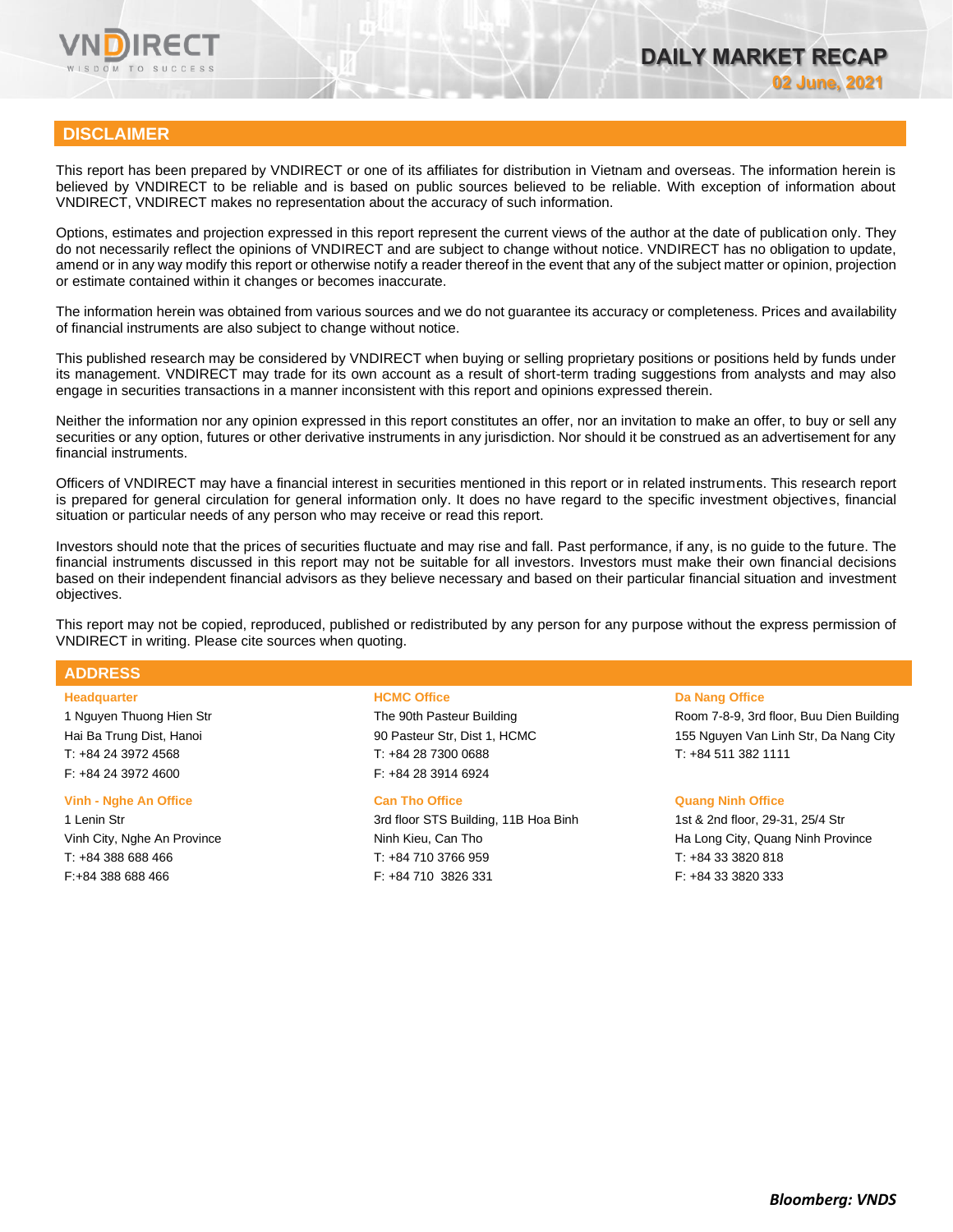## DISCLAIMER

This report has been prepared by VNDIRECT or one of its affiliates for distribution in Vietnam and overseas. The information herein is believed by VNDIRECT to be reliable and is based on public sources believed to be reliable. With exception of information about VNDIRECT, VNDIRECT makes no representation about the accuracy of such information.

Options, estimates and projection expressed in this report represent the current views of the author at the date of publication only. They do not necessarily reflect the opinions of VNDIRECT and are subject to change without notice. VNDIRECT has no obligation to update, amend or in any way modify this report or otherwise notify a reader thereof in the event that any of the subject matter or opinion, projection or estimate contained within it changes or becomes inaccurate.

The information herein was obtained from various sources and we do not guarantee its accuracy or completeness. Prices and availability of financial instruments are also subject to change without notice.

This published research may be considered by VNDIRECT when buying or selling proprietary positions or positions held by funds under its management. VNDIRECT may trade for its own account as a result of short-term trading suggestions from analysts and may also engage in securities transactions in a manner inconsistent with this report and opinions expressed therein.

Neither the information nor any opinion expressed in this report constitutes an offer, nor an invitation to make an offer, to buy or sell any securities or any option, futures or other derivative instruments in any jurisdiction. Nor should it be construed as an advertisement for any financial instruments.

Officers of VNDIRECT may have a financial interest in securities mentioned in this report or in related instruments. This research report is prepared for general circulation for general information only. It does no have regard to the specific investment objectives, financial situation or particular needs of any person who may receive or read this report.

Investors should note that the prices of securities fluctuate and may rise and fall. Past performance, if any, is no guide to the future. The financial instruments discussed in this report may not be suitable for all investors. Investors must make their own financial decisions based on their independent financial advisors as they believe necessary and based on their particular financial situation and investment objectives.

This report may not be copied, reproduced, published or redistributed by any person for any purpose without the express permission of VNDIRECT in writing. Please cite sources when quoting.

## ADDRESS

**Headquarter**
1 Nguyen Thuong Hien Str
Hai Ba Trung Dist, Hanoi
T: +84 24 3972 4568
F: +84 24 3972 4600

**HCMC Office**
The 90th Pasteur Building
90 Pasteur Str, Dist 1, HCMC
T: +84 28 7300 0688
F: +84 28 3914 6924

**Da Nang Office**
Room 7-8-9, 3rd floor, Buu Dien Building
155 Nguyen Van Linh Str, Da Nang City
T: +84 511 382 1111

**Vinh - Nghe An Office**
1 Lenin Str
Vinh City, Nghe An Province
T: +84 388 688 466
F:+84 388 688 466

**Can Tho Office**
3rd floor STS Building, 11B Hoa Binh
Ninh Kieu, Can Tho
T: +84 710 3766 959
F: +84 710 3826 331

**Quang Ninh Office**
1st & 2nd floor, 29-31, 25/4 Str
Ha Long City, Quang Ninh Province
T: +84 33 3820 818
F: +84 33 3820 333